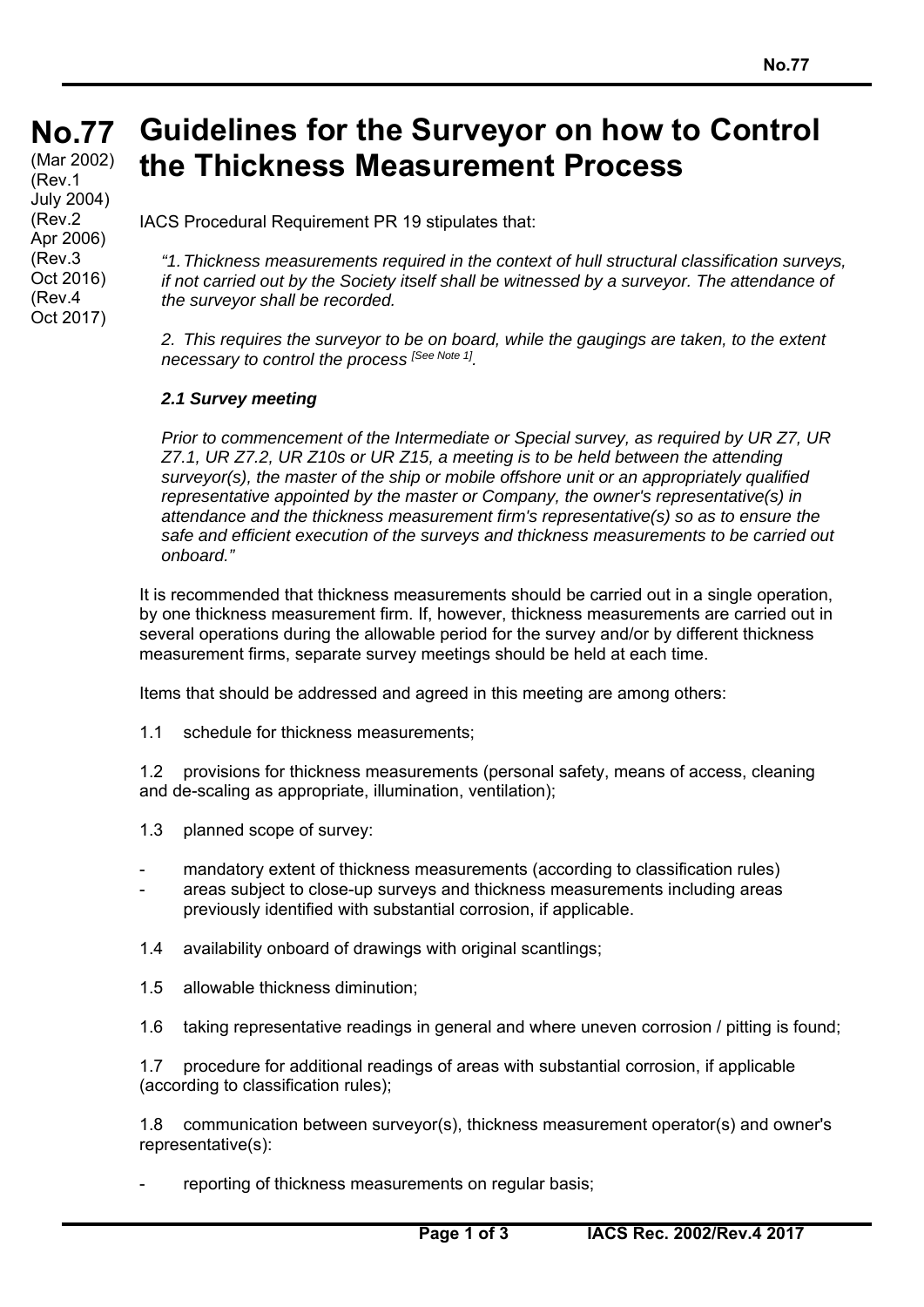# No.77 Guidelines for the Surveyor on how to Control the Thickness Measurement Process

(Mar 2002)
(Rev.1 July 2004)
(Rev.2 Apr 2006)
(Rev.3 Oct 2016)
(Rev.4 Oct 2017)

IACS Procedural Requirement PR 19 stipulates that:

*"1. Thickness measurements required in the context of hull structural classification surveys, if not carried out by the Society itself shall be witnessed by a surveyor. The attendance of the surveyor shall be recorded.*

*2. This requires the surveyor to be on board, while the gaugings are taken, to the extent necessary to control the process [See Note 1].*

***2.1 Survey meeting***

*Prior to commencement of the Intermediate or Special survey, as required by UR Z7, UR Z7.1, UR Z7.2, UR Z10s or UR Z15, a meeting is to be held between the attending surveyor(s), the master of the ship or mobile offshore unit or an appropriately qualified representative appointed by the master or Company, the owner's representative(s) in attendance and the thickness measurement firm's representative(s) so as to ensure the safe and efficient execution of the surveys and thickness measurements to be carried out onboard."*

It is recommended that thickness measurements should be carried out in a single operation, by one thickness measurement firm. If, however, thickness measurements are carried out in several operations during the allowable period for the survey and/or by different thickness measurement firms, separate survey meetings should be held at each time.

Items that should be addressed and agreed in this meeting are among others:

1.1 schedule for thickness measurements;

1.2 provisions for thickness measurements (personal safety, means of access, cleaning and de-scaling as appropriate, illumination, ventilation);

1.3 planned scope of survey:

- mandatory extent of thickness measurements (according to classification rules)
- areas subject to close-up surveys and thickness measurements including areas previously identified with substantial corrosion, if applicable.

1.4 availability onboard of drawings with original scantlings;

1.5 allowable thickness diminution;

1.6 taking representative readings in general and where uneven corrosion / pitting is found;

1.7 procedure for additional readings of areas with substantial corrosion, if applicable (according to classification rules);

1.8 communication between surveyor(s), thickness measurement operator(s) and owner's representative(s):

- reporting of thickness measurements on regular basis;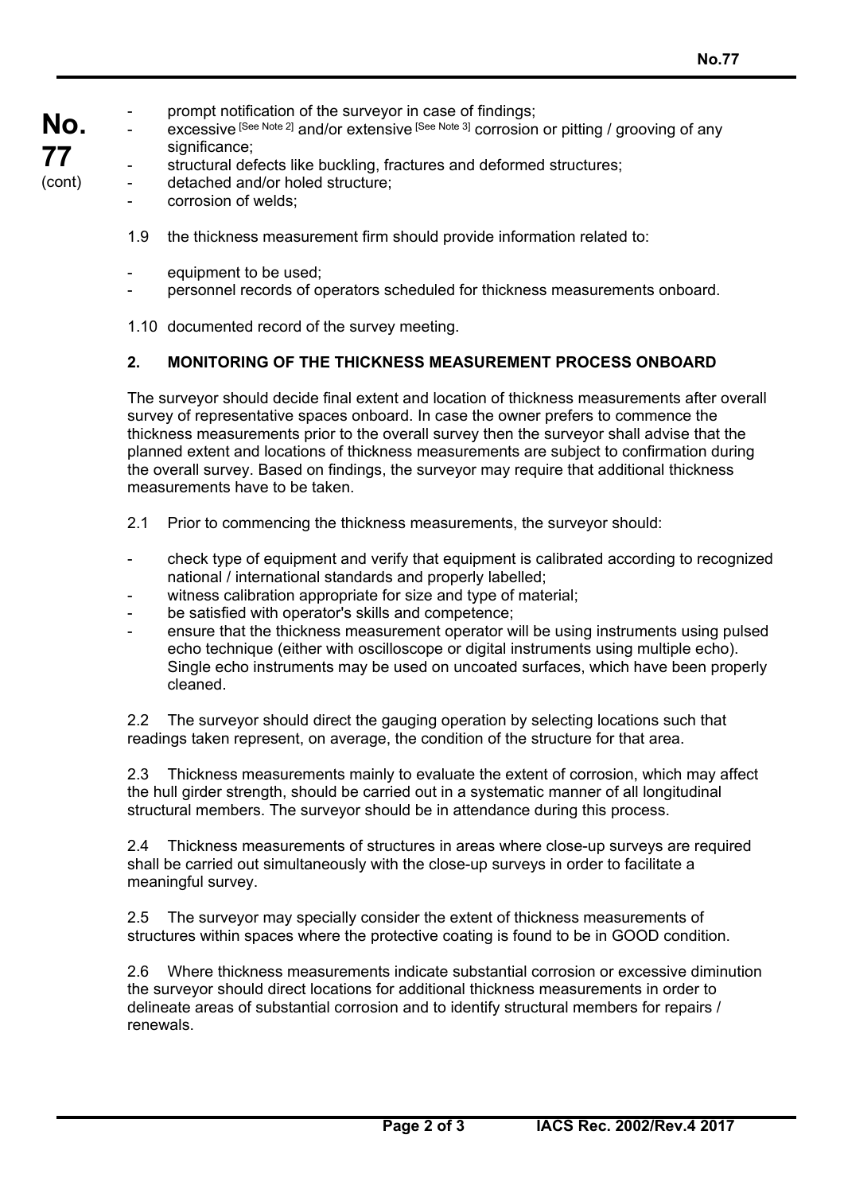- prompt notification of the surveyor in case of findings;
- excessive [See Note 2] and/or extensive [See Note 3] corrosion or pitting / grooving of any significance;
- structural defects like buckling, fractures and deformed structures;
- detached and/or holed structure;
- corrosion of welds;

1.9 the thickness measurement firm should provide information related to:

- equipment to be used;
- personnel records of operators scheduled for thickness measurements onboard.

1.10 documented record of the survey meeting.

## 2. MONITORING OF THE THICKNESS MEASUREMENT PROCESS ONBOARD

The surveyor should decide final extent and location of thickness measurements after overall survey of representative spaces onboard. In case the owner prefers to commence the thickness measurements prior to the overall survey then the surveyor shall advise that the planned extent and locations of thickness measurements are subject to confirmation during the overall survey. Based on findings, the surveyor may require that additional thickness measurements have to be taken.

2.1 Prior to commencing the thickness measurements, the surveyor should:

- check type of equipment and verify that equipment is calibrated according to recognized national / international standards and properly labelled;
- witness calibration appropriate for size and type of material;
- be satisfied with operator's skills and competence;
- ensure that the thickness measurement operator will be using instruments using pulsed echo technique (either with oscilloscope or digital instruments using multiple echo). Single echo instruments may be used on uncoated surfaces, which have been properly cleaned.

2.2 The surveyor should direct the gauging operation by selecting locations such that readings taken represent, on average, the condition of the structure for that area.

2.3 Thickness measurements mainly to evaluate the extent of corrosion, which may affect the hull girder strength, should be carried out in a systematic manner of all longitudinal structural members. The surveyor should be in attendance during this process.

2.4 Thickness measurements of structures in areas where close-up surveys are required shall be carried out simultaneously with the close-up surveys in order to facilitate a meaningful survey.

2.5 The surveyor may specially consider the extent of thickness measurements of structures within spaces where the protective coating is found to be in GOOD condition.

2.6 Where thickness measurements indicate substantial corrosion or excessive diminution the surveyor should direct locations for additional thickness measurements in order to delineate areas of substantial corrosion and to identify structural members for repairs / renewals.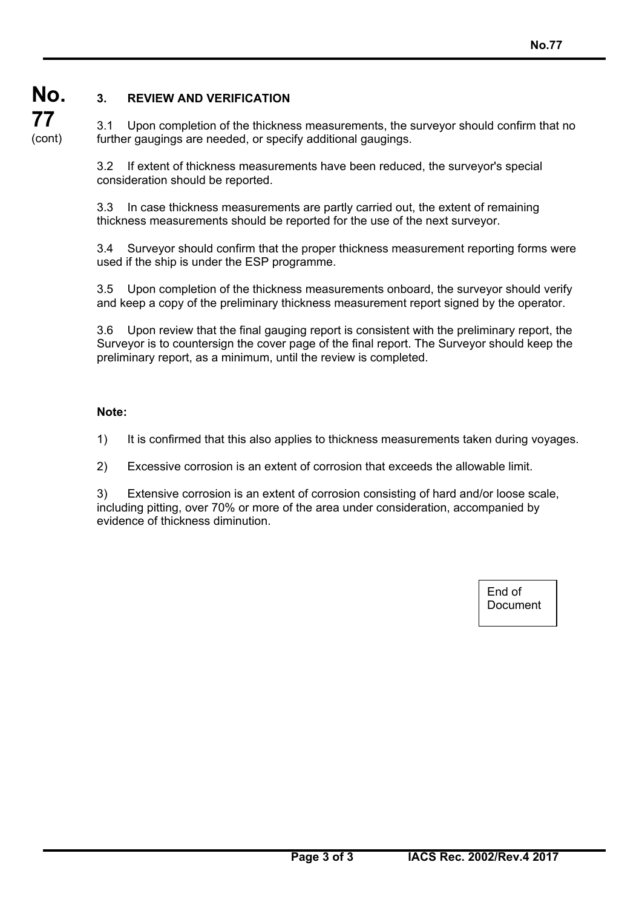## 3. REVIEW AND VERIFICATION

3.1 Upon completion of the thickness measurements, the surveyor should confirm that no further gaugings are needed, or specify additional gaugings.

3.2 If extent of thickness measurements have been reduced, the surveyor's special consideration should be reported.

3.3 In case thickness measurements are partly carried out, the extent of remaining thickness measurements should be reported for the use of the next surveyor.

3.4 Surveyor should confirm that the proper thickness measurement reporting forms were used if the ship is under the ESP programme.

3.5 Upon completion of the thickness measurements onboard, the surveyor should verify and keep a copy of the preliminary thickness measurement report signed by the operator.

3.6 Upon review that the final gauging report is consistent with the preliminary report, the Surveyor is to countersign the cover page of the final report. The Surveyor should keep the preliminary report, as a minimum, until the review is completed.

**Note:**

1) It is confirmed that this also applies to thickness measurements taken during voyages.

2) Excessive corrosion is an extent of corrosion that exceeds the allowable limit.

3) Extensive corrosion is an extent of corrosion consisting of hard and/or loose scale, including pitting, over 70% or more of the area under consideration, accompanied by evidence of thickness diminution.

End of Document